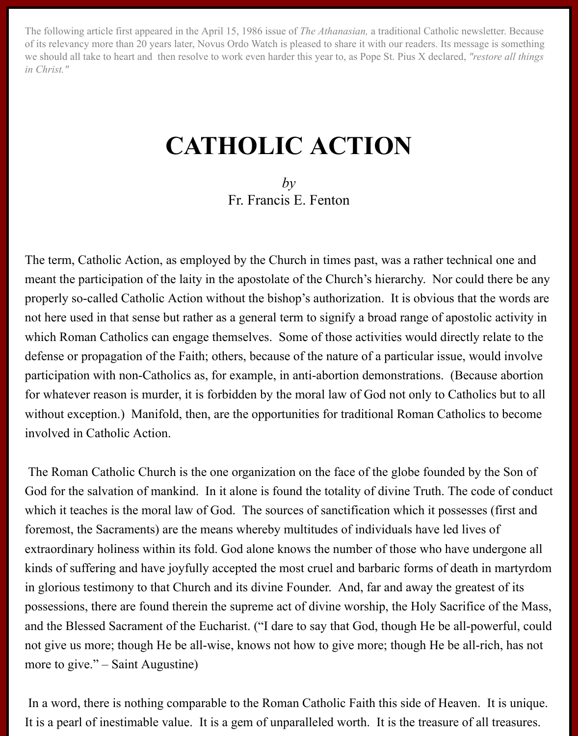The following article first appeared in the April 15, 1986 issue of *The Athanasian,* a traditional Catholic newsletter. Because of its relevancy more than 20 years later, Novus Ordo Watch is pleased to share it with our readers. Its message is something we should all take to heart and then resolve to work even harder this year to, as Pope St. Pius X declared, *"restore all things in Christ."*

# CATHOLIC ACTION

*by*
Fr. Francis E. Fenton

The term, Catholic Action, as employed by the Church in times past, was a rather technical one and meant the participation of the laity in the apostolate of the Church's hierarchy. Nor could there be any properly so-called Catholic Action without the bishop's authorization. It is obvious that the words are not here used in that sense but rather as a general term to signify a broad range of apostolic activity in which Roman Catholics can engage themselves. Some of those activities would directly relate to the defense or propagation of the Faith; others, because of the nature of a particular issue, would involve participation with non-Catholics as, for example, in anti-abortion demonstrations. (Because abortion for whatever reason is murder, it is forbidden by the moral law of God not only to Catholics but to all without exception.) Manifold, then, are the opportunities for traditional Roman Catholics to become involved in Catholic Action.

The Roman Catholic Church is the one organization on the face of the globe founded by the Son of God for the salvation of mankind. In it alone is found the totality of divine Truth. The code of conduct which it teaches is the moral law of God. The sources of sanctification which it possesses (first and foremost, the Sacraments) are the means whereby multitudes of individuals have led lives of extraordinary holiness within its fold. God alone knows the number of those who have undergone all kinds of suffering and have joyfully accepted the most cruel and barbaric forms of death in martyrdom in glorious testimony to that Church and its divine Founder. And, far and away the greatest of its possessions, there are found therein the supreme act of divine worship, the Holy Sacrifice of the Mass, and the Blessed Sacrament of the Eucharist. ("I dare to say that God, though He be all-powerful, could not give us more; though He be all-wise, knows not how to give more; though He be all-rich, has not more to give." – Saint Augustine)

In a word, there is nothing comparable to the Roman Catholic Faith this side of Heaven. It is unique. It is a pearl of inestimable value. It is a gem of unparalleled worth. It is the treasure of all treasures.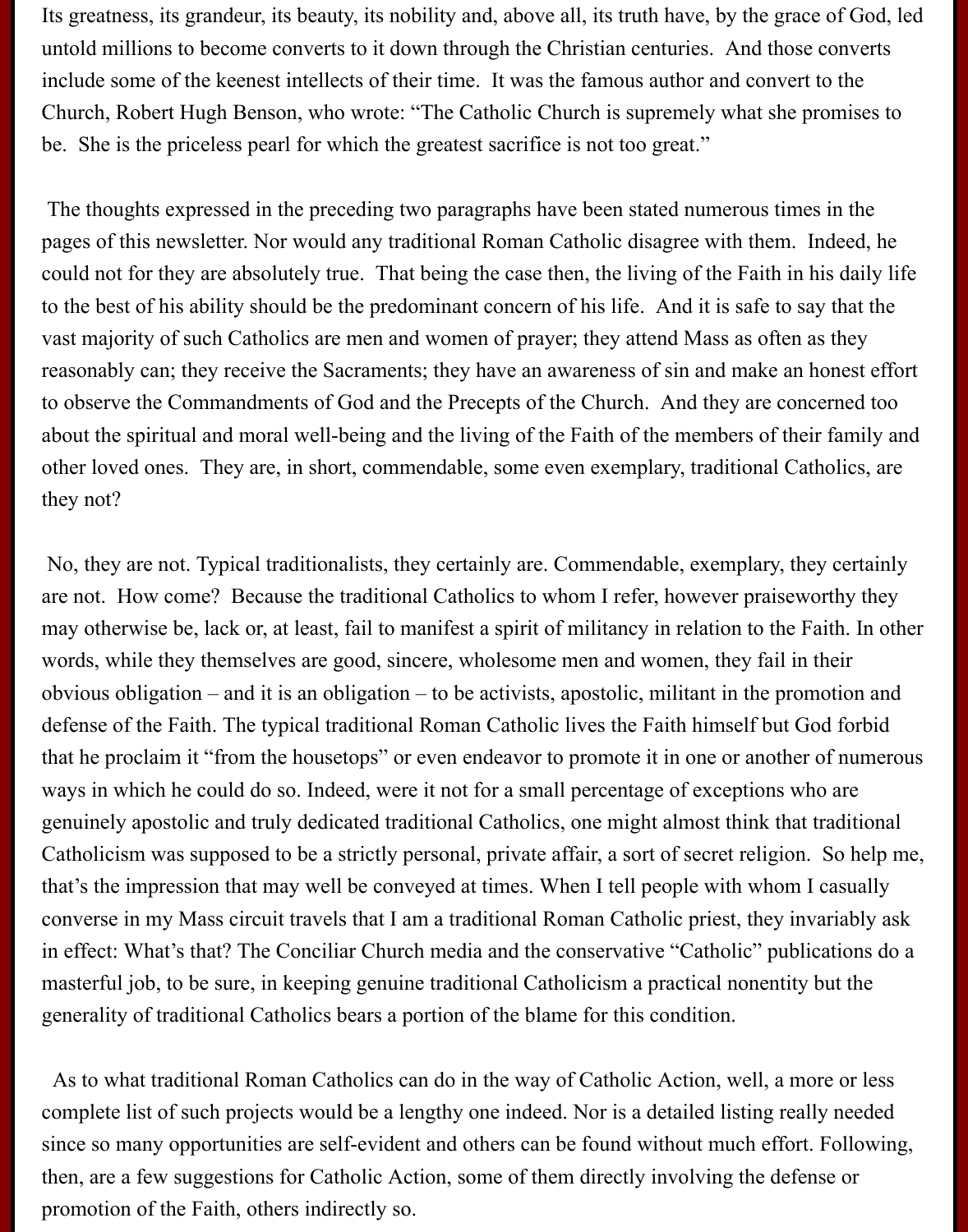Its greatness, its grandeur, its beauty, its nobility and, above all, its truth have, by the grace of God, led untold millions to become converts to it down through the Christian centuries. And those converts include some of the keenest intellects of their time. It was the famous author and convert to the Church, Robert Hugh Benson, who wrote: "The Catholic Church is supremely what she promises to be. She is the priceless pearl for which the greatest sacrifice is not too great."

The thoughts expressed in the preceding two paragraphs have been stated numerous times in the pages of this newsletter. Nor would any traditional Roman Catholic disagree with them. Indeed, he could not for they are absolutely true. That being the case then, the living of the Faith in his daily life to the best of his ability should be the predominant concern of his life. And it is safe to say that the vast majority of such Catholics are men and women of prayer; they attend Mass as often as they reasonably can; they receive the Sacraments; they have an awareness of sin and make an honest effort to observe the Commandments of God and the Precepts of the Church. And they are concerned too about the spiritual and moral well-being and the living of the Faith of the members of their family and other loved ones. They are, in short, commendable, some even exemplary, traditional Catholics, are they not?

No, they are not. Typical traditionalists, they certainly are. Commendable, exemplary, they certainly are not. How come? Because the traditional Catholics to whom I refer, however praiseworthy they may otherwise be, lack or, at least, fail to manifest a spirit of militancy in relation to the Faith. In other words, while they themselves are good, sincere, wholesome men and women, they fail in their obvious obligation – and it is an obligation – to be activists, apostolic, militant in the promotion and defense of the Faith. The typical traditional Roman Catholic lives the Faith himself but God forbid that he proclaim it "from the housetops" or even endeavor to promote it in one or another of numerous ways in which he could do so. Indeed, were it not for a small percentage of exceptions who are genuinely apostolic and truly dedicated traditional Catholics, one might almost think that traditional Catholicism was supposed to be a strictly personal, private affair, a sort of secret religion. So help me, that's the impression that may well be conveyed at times. When I tell people with whom I casually converse in my Mass circuit travels that I am a traditional Roman Catholic priest, they invariably ask in effect: What's that? The Conciliar Church media and the conservative "Catholic" publications do a masterful job, to be sure, in keeping genuine traditional Catholicism a practical nonentity but the generality of traditional Catholics bears a portion of the blame for this condition.

As to what traditional Roman Catholics can do in the way of Catholic Action, well, a more or less complete list of such projects would be a lengthy one indeed. Nor is a detailed listing really needed since so many opportunities are self-evident and others can be found without much effort. Following, then, are a few suggestions for Catholic Action, some of them directly involving the defense or promotion of the Faith, others indirectly so.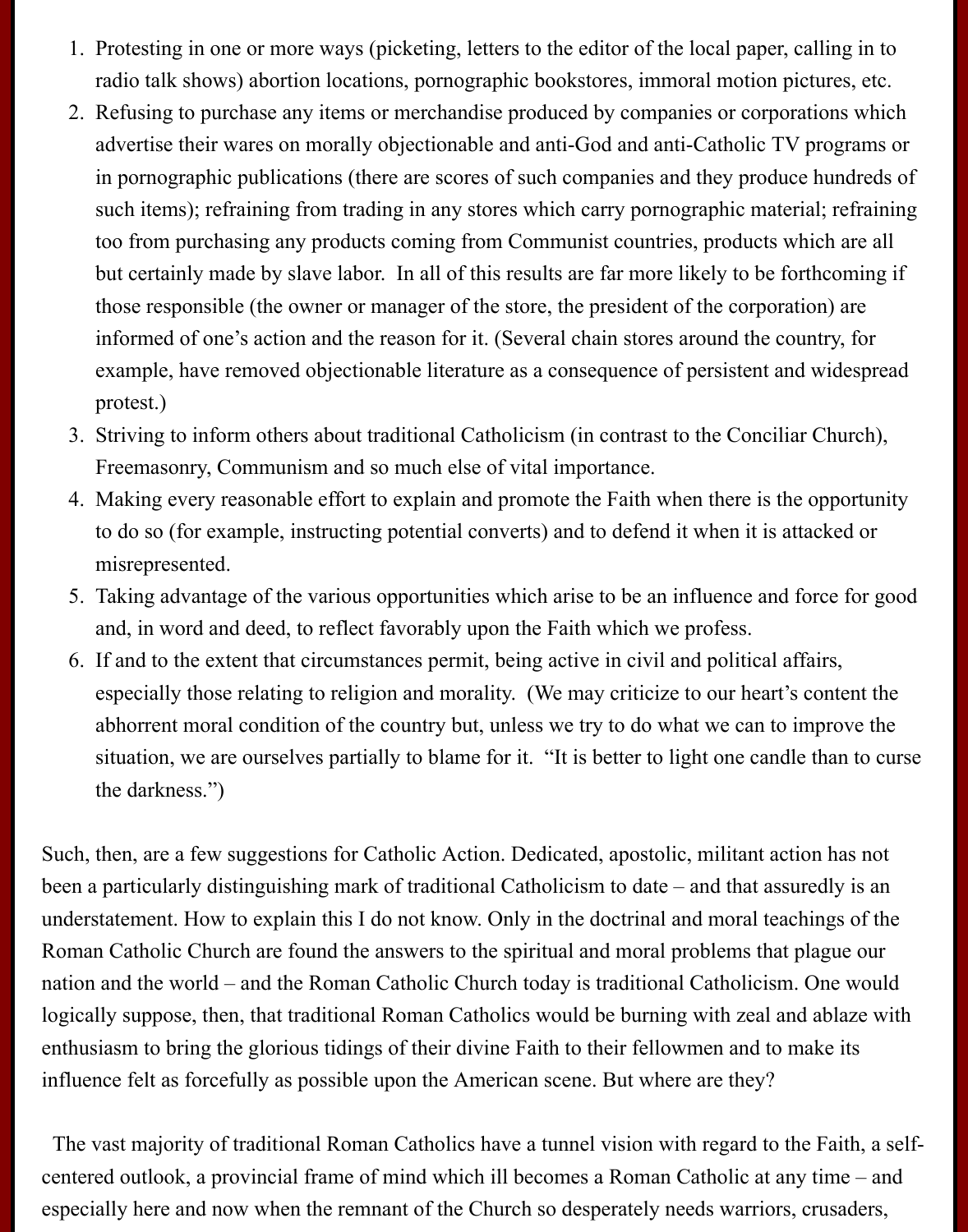1. Protesting in one or more ways (picketing, letters to the editor of the local paper, calling in to radio talk shows) abortion locations, pornographic bookstores, immoral motion pictures, etc.
2. Refusing to purchase any items or merchandise produced by companies or corporations which advertise their wares on morally objectionable and anti-God and anti-Catholic TV programs or in pornographic publications (there are scores of such companies and they produce hundreds of such items); refraining from trading in any stores which carry pornographic material; refraining too from purchasing any products coming from Communist countries, products which are all but certainly made by slave labor. In all of this results are far more likely to be forthcoming if those responsible (the owner or manager of the store, the president of the corporation) are informed of one's action and the reason for it. (Several chain stores around the country, for example, have removed objectionable literature as a consequence of persistent and widespread protest.)
3. Striving to inform others about traditional Catholicism (in contrast to the Conciliar Church), Freemasonry, Communism and so much else of vital importance.
4. Making every reasonable effort to explain and promote the Faith when there is the opportunity to do so (for example, instructing potential converts) and to defend it when it is attacked or misrepresented.
5. Taking advantage of the various opportunities which arise to be an influence and force for good and, in word and deed, to reflect favorably upon the Faith which we profess.
6. If and to the extent that circumstances permit, being active in civil and political affairs, especially those relating to religion and morality. (We may criticize to our heart's content the abhorrent moral condition of the country but, unless we try to do what we can to improve the situation, we are ourselves partially to blame for it. "It is better to light one candle than to curse the darkness.")

Such, then, are a few suggestions for Catholic Action. Dedicated, apostolic, militant action has not been a particularly distinguishing mark of traditional Catholicism to date – and that assuredly is an understatement. How to explain this I do not know. Only in the doctrinal and moral teachings of the Roman Catholic Church are found the answers to the spiritual and moral problems that plague our nation and the world – and the Roman Catholic Church today is traditional Catholicism. One would logically suppose, then, that traditional Roman Catholics would be burning with zeal and ablaze with enthusiasm to bring the glorious tidings of their divine Faith to their fellowmen and to make its influence felt as forcefully as possible upon the American scene. But where are they?

The vast majority of traditional Roman Catholics have a tunnel vision with regard to the Faith, a self-centered outlook, a provincial frame of mind which ill becomes a Roman Catholic at any time – and especially here and now when the remnant of the Church so desperately needs warriors, crusaders,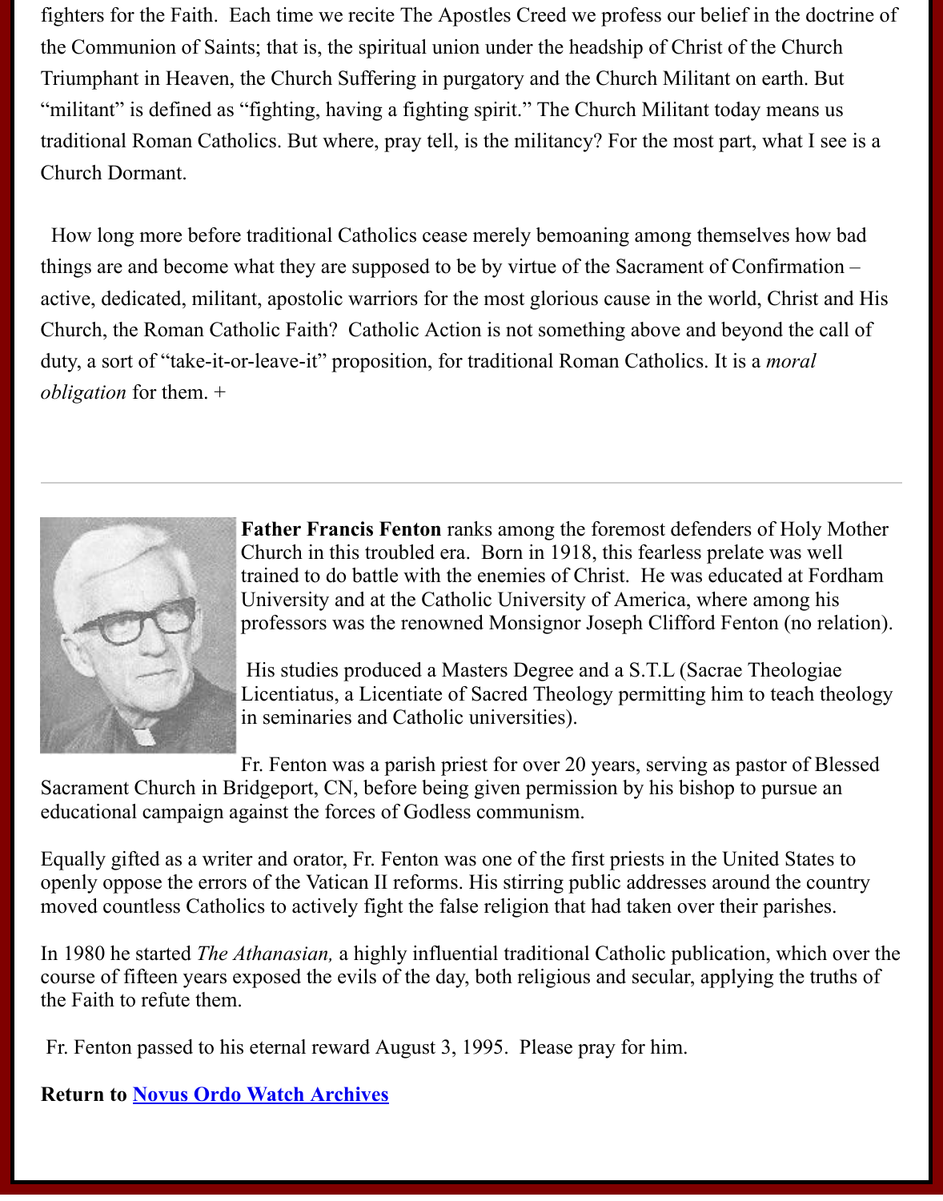fighters for the Faith. Each time we recite The Apostles Creed we profess our belief in the doctrine of the Communion of Saints; that is, the spiritual union under the headship of Christ of the Church Triumphant in Heaven, the Church Suffering in purgatory and the Church Militant on earth. But "militant" is defined as "fighting, having a fighting spirit." The Church Militant today means us traditional Roman Catholics. But where, pray tell, is the militancy? For the most part, what I see is a Church Dormant.

How long more before traditional Catholics cease merely bemoaning among themselves how bad things are and become what they are supposed to be by virtue of the Sacrament of Confirmation – active, dedicated, militant, apostolic warriors for the most glorious cause in the world, Christ and His Church, the Roman Catholic Faith? Catholic Action is not something above and beyond the call of duty, a sort of "take-it-or-leave-it" proposition, for traditional Roman Catholics. It is a *moral obligation* for them. +

---

**Father Francis Fenton** ranks among the foremost defenders of Holy Mother Church in this troubled era. Born in 1918, this fearless prelate was well trained to do battle with the enemies of Christ. He was educated at Fordham University and at the Catholic University of America, where among his professors was the renowned Monsignor Joseph Clifford Fenton (no relation).

His studies produced a Masters Degree and a S.T.L (Sacrae Theologiae Licentiatus, a Licentiate of Sacred Theology permitting him to teach theology in seminaries and Catholic universities).

Fr. Fenton was a parish priest for over 20 years, serving as pastor of Blessed Sacrament Church in Bridgeport, CN, before being given permission by his bishop to pursue an educational campaign against the forces of Godless communism.

Equally gifted as a writer and orator, Fr. Fenton was one of the first priests in the United States to openly oppose the errors of the Vatican II reforms. His stirring public addresses around the country moved countless Catholics to actively fight the false religion that had taken over their parishes.

In 1980 he started *The Athanasian,* a highly influential traditional Catholic publication, which over the course of fifteen years exposed the evils of the day, both religious and secular, applying the truths of the Faith to refute them.

Fr. Fenton passed to his eternal reward August 3, 1995. Please pray for him.

**Return to Novus Ordo Watch Archives**